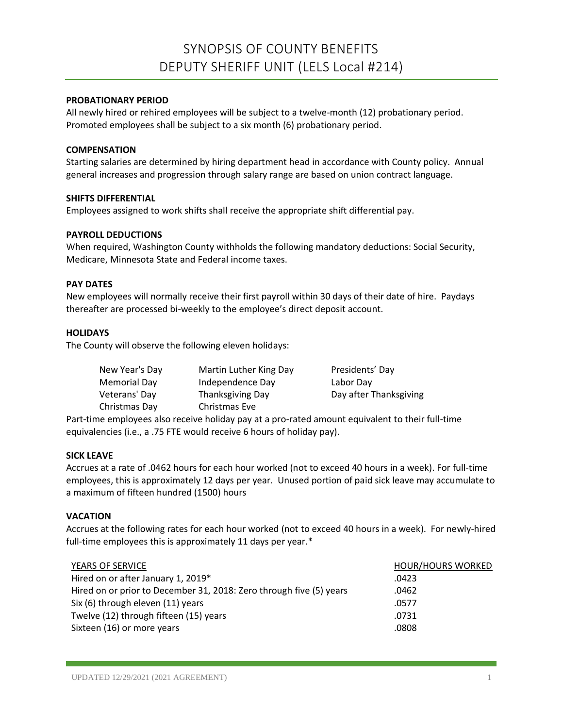# SYNOPSIS OF COUNTY BENEFITS
# DEPUTY SHERIFF UNIT (LELS Local #214)

**PROBATIONARY PERIOD**

All newly hired or rehired employees will be subject to a twelve-month (12) probationary period. Promoted employees shall be subject to a six month (6) probationary period.

**COMPENSATION**

Starting salaries are determined by hiring department head in accordance with County policy. Annual general increases and progression through salary range are based on union contract language.

**SHIFTS DIFFERENTIAL**

Employees assigned to work shifts shall receive the appropriate shift differential pay.

**PAYROLL DEDUCTIONS**

When required, Washington County withholds the following mandatory deductions: Social Security, Medicare, Minnesota State and Federal income taxes.

**PAY DATES**

New employees will normally receive their first payroll within 30 days of their date of hire. Paydays thereafter are processed bi-weekly to the employee's direct deposit account.

**HOLIDAYS**

The County will observe the following eleven holidays:

| | | |
|---|---|---|
| New Year's Day | Martin Luther King Day | Presidents' Day |
| Memorial Day | Independence Day | Labor Day |
| Veterans' Day | Thanksgiving Day | Day after Thanksgiving |
| Christmas Day | Christmas Eve | |

Part-time employees also receive holiday pay at a pro-rated amount equivalent to their full-time equivalencies (i.e., a .75 FTE would receive 6 hours of holiday pay).

**SICK LEAVE**

Accrues at a rate of .0462 hours for each hour worked (not to exceed 40 hours in a week). For full-time employees, this is approximately 12 days per year. Unused portion of paid sick leave may accumulate to a maximum of fifteen hundred (1500) hours

**VACATION**

Accrues at the following rates for each hour worked (not to exceed 40 hours in a week). For newly-hired full-time employees this is approximately 11 days per year.*

| YEARS OF SERVICE | HOUR/HOURS WORKED |
|---|---|
| Hired on or after January 1, 2019* | .0423 |
| Hired on or prior to December 31, 2018: Zero through five (5) years | .0462 |
| Six (6) through eleven (11) years | .0577 |
| Twelve (12) through fifteen (15) years | .0731 |
| Sixteen (16) or more years | .0808 |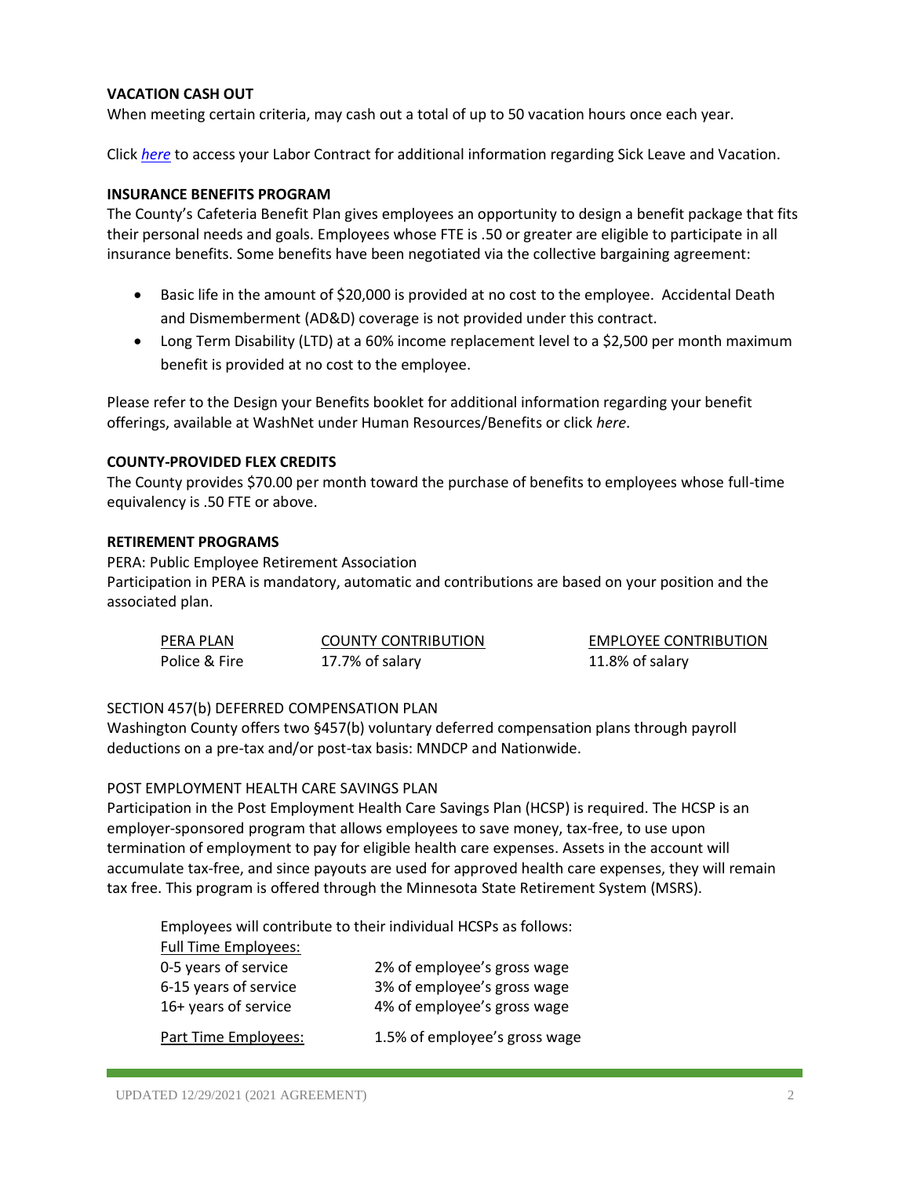**VACATION CASH OUT**

When meeting certain criteria, may cash out a total of up to 50 vacation hours once each year.

Click *here* to access your Labor Contract for additional information regarding Sick Leave and Vacation.

**INSURANCE BENEFITS PROGRAM**

The County's Cafeteria Benefit Plan gives employees an opportunity to design a benefit package that fits their personal needs and goals. Employees whose FTE is .50 or greater are eligible to participate in all insurance benefits. Some benefits have been negotiated via the collective bargaining agreement:

- Basic life in the amount of $20,000 is provided at no cost to the employee. Accidental Death and Dismemberment (AD&D) coverage is not provided under this contract.
- Long Term Disability (LTD) at a 60% income replacement level to a $2,500 per month maximum benefit is provided at no cost to the employee.

Please refer to the Design your Benefits booklet for additional information regarding your benefit offerings, available at WashNet under Human Resources/Benefits or click *here*.

**COUNTY-PROVIDED FLEX CREDITS**

The County provides $70.00 per month toward the purchase of benefits to employees whose full-time equivalency is .50 FTE or above.

**RETIREMENT PROGRAMS**

PERA: Public Employee Retirement Association

Participation in PERA is mandatory, automatic and contributions are based on your position and the associated plan.

| PERA PLAN | COUNTY CONTRIBUTION | EMPLOYEE CONTRIBUTION |
|---|---|---|
| Police & Fire | 17.7% of salary | 11.8% of salary |

SECTION 457(b) DEFERRED COMPENSATION PLAN

Washington County offers two §457(b) voluntary deferred compensation plans through payroll deductions on a pre-tax and/or post-tax basis: MNDCP and Nationwide.

POST EMPLOYMENT HEALTH CARE SAVINGS PLAN

Participation in the Post Employment Health Care Savings Plan (HCSP) is required. The HCSP is an employer-sponsored program that allows employees to save money, tax-free, to use upon termination of employment to pay for eligible health care expenses. Assets in the account will accumulate tax-free, and since payouts are used for approved health care expenses, they will remain tax free. This program is offered through the Minnesota State Retirement System (MSRS).

Employees will contribute to their individual HCSPs as follows:

| Full Time Employees: | |
|---|---|
| 0-5 years of service | 2% of employee's gross wage |
| 6-15 years of service | 3% of employee's gross wage |
| 16+ years of service | 4% of employee's gross wage |
| Part Time Employees: | 1.5% of employee's gross wage |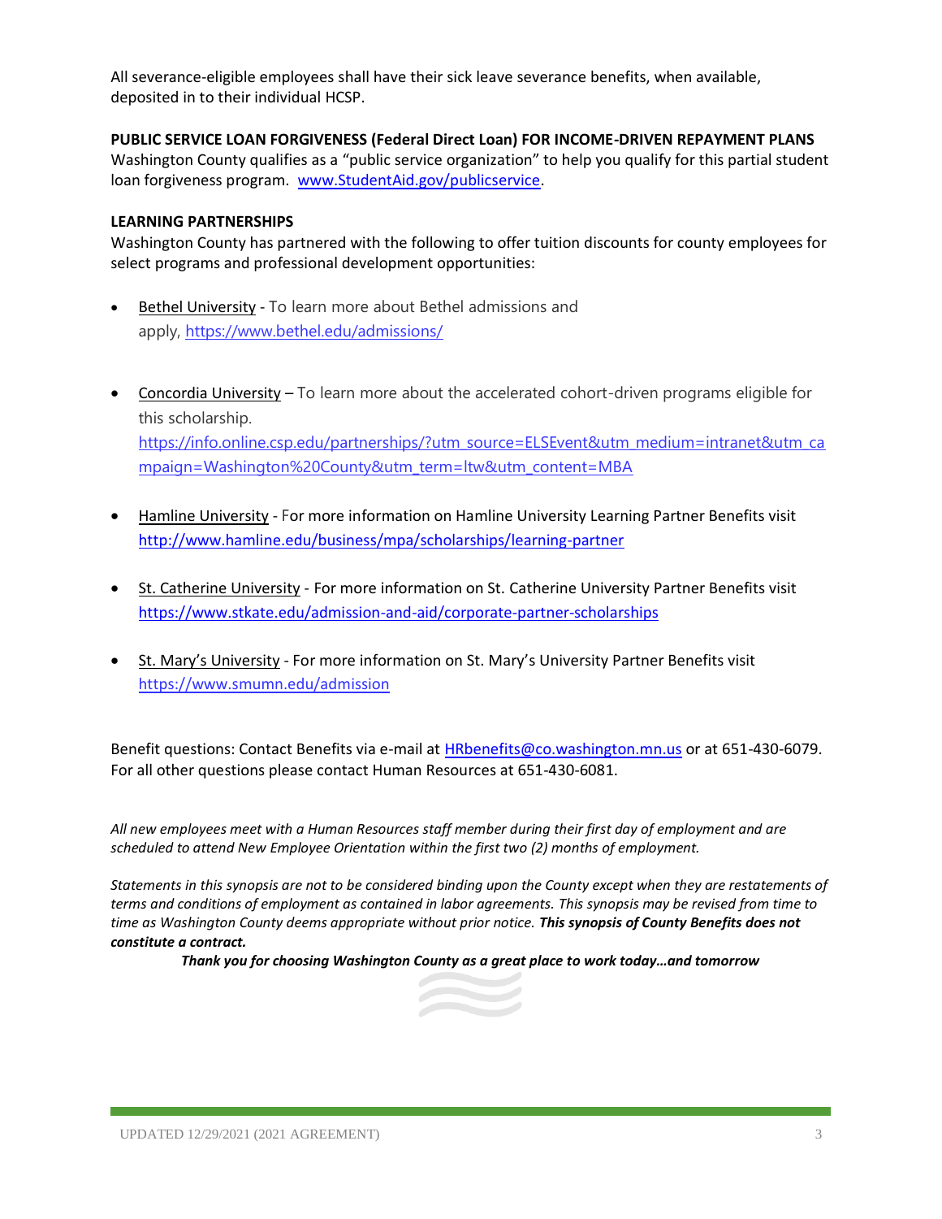All severance-eligible employees shall have their sick leave severance benefits, when available, deposited in to their individual HCSP.

**PUBLIC SERVICE LOAN FORGIVENESS (Federal Direct Loan) FOR INCOME-DRIVEN REPAYMENT PLANS**
Washington County qualifies as a "public service organization" to help you qualify for this partial student loan forgiveness program. [www.StudentAid.gov/publicservice](www.StudentAid.gov/publicservice).

**LEARNING PARTNERSHIPS**
Washington County has partnered with the following to offer tuition discounts for county employees for select programs and professional development opportunities:

- Bethel University - To learn more about Bethel admissions and apply, https://www.bethel.edu/admissions/

- Concordia University – To learn more about the accelerated cohort-driven programs eligible for this scholarship. https://info.online.csp.edu/partnerships/?utm_source=ELSEvent&utm_medium=intranet&utm_campaign=Washington%20County&utm_term=ltw&utm_content=MBA

- Hamline University - For more information on Hamline University Learning Partner Benefits visit http://www.hamline.edu/business/mpa/scholarships/learning-partner

- St. Catherine University - For more information on St. Catherine University Partner Benefits visit https://www.stkate.edu/admission-and-aid/corporate-partner-scholarships

- St. Mary's University - For more information on St. Mary's University Partner Benefits visit https://www.smumn.edu/admission

Benefit questions: Contact Benefits via e-mail at HRbenefits@co.washington.mn.us or at 651-430-6079. For all other questions please contact Human Resources at 651-430-6081.

*All new employees meet with a Human Resources staff member during their first day of employment and are scheduled to attend New Employee Orientation within the first two (2) months of employment.*

*Statements in this synopsis are not to be considered binding upon the County except when they are restatements of terms and conditions of employment as contained in labor agreements. This synopsis may be revised from time to time as Washington County deems appropriate without prior notice.* ***This synopsis of County Benefits does not constitute a contract.***

***Thank you for choosing Washington County as a great place to work today…and tomorrow***

UPDATED 12/29/2021 (2021 AGREEMENT)